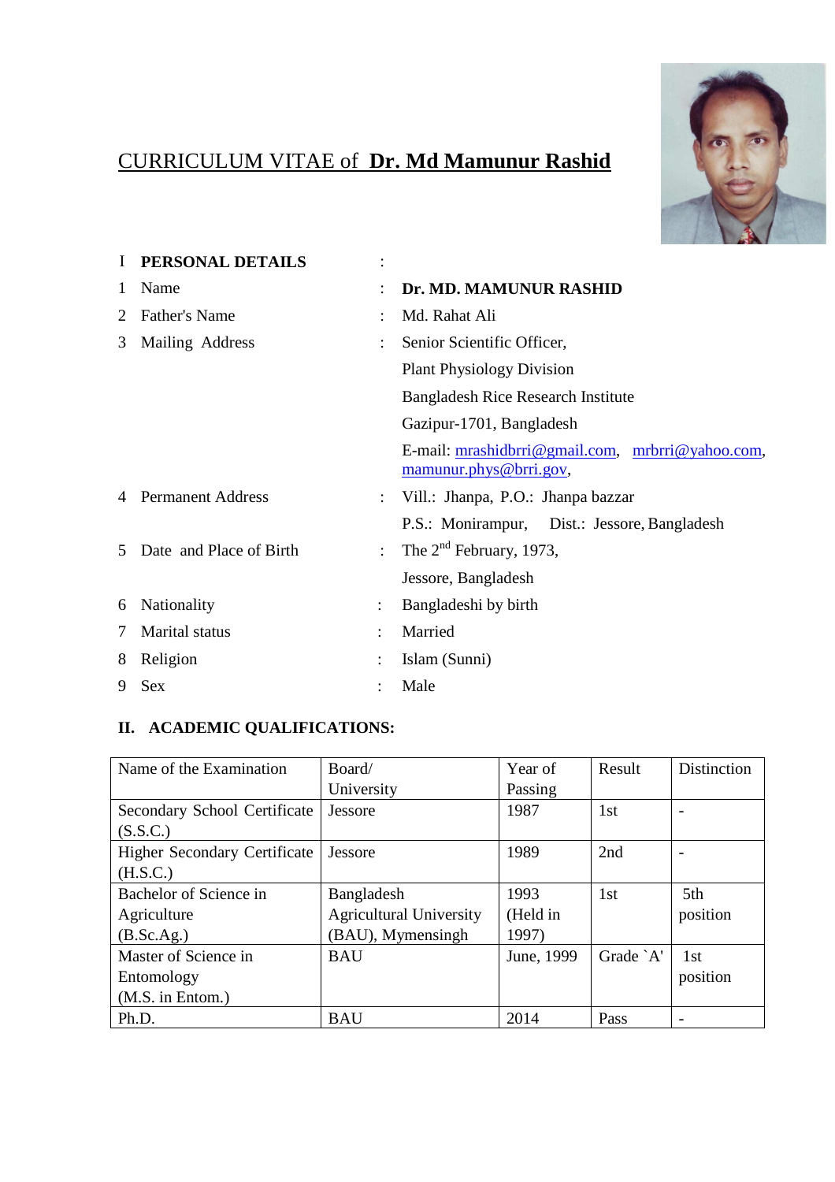# CURRICULUM VITAE of **Dr. Md Mamunur Rashid**

| | | | |
|---|---|---|---|
| I | **PERSONAL DETAILS** | : | |
| 1 | Name | : | **Dr. MD. MAMUNUR RASHID** |
| 2 | Father's Name | : | Md. Rahat Ali |
| 3 | Mailing Address | : | Senior Scientific Officer,<br>Plant Physiology Division<br>Bangladesh Rice Research Institute<br>Gazipur-1701, Bangladesh<br>E-mail: mrashidbrri@gmail.com, mrbrri@yahoo.com, mamunur.phys@brri.gov, |
| 4 | Permanent Address | : | Vill.: Jhanpa, P.O.: Jhanpa bazzar<br>P.S.: Monirampur, Dist.: Jessore, Bangladesh |
| 5 | Date and Place of Birth | : | The 2nd February, 1973,<br>Jessore, Bangladesh |
| 6 | Nationality | : | Bangladeshi by birth |
| 7 | Marital status | : | Married |
| 8 | Religion | : | Islam (Sunni) |
| 9 | Sex | : | Male |

## II. ACADEMIC QUALIFICATIONS:

| Name of the Examination | Board/ University | Year of Passing | Result | Distinction |
|---|---|---|---|---|
| Secondary School Certificate (S.S.C.) | Jessore | 1987 | 1st | - |
| Higher Secondary Certificate (H.S.C.) | Jessore | 1989 | 2nd | - |
| Bachelor of Science in Agriculture (B.Sc.Ag.) | Bangladesh Agricultural University (BAU), Mymensingh | 1993 (Held in 1997) | 1st | 5th position |
| Master of Science in Entomology (M.S. in Entom.) | BAU | June, 1999 | Grade `A' | 1st position |
| Ph.D. | BAU | 2014 | Pass | - |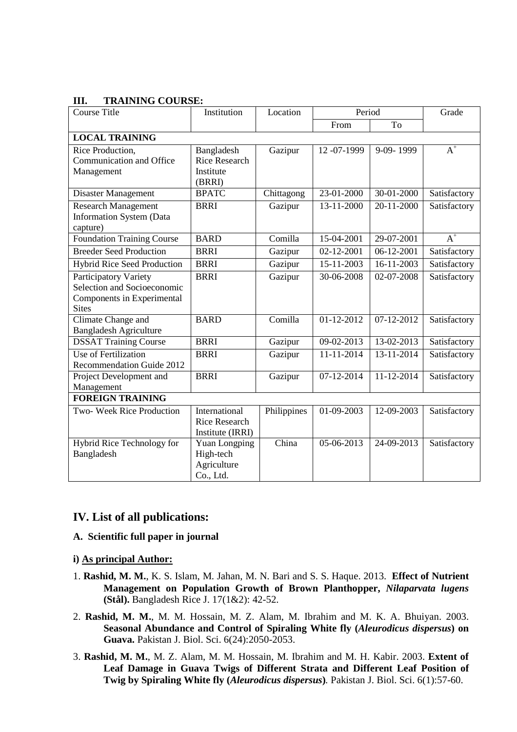### III. TRAINING COURSE:

| Course Title | Institution | Location | Period | | Grade |
|---|---|---|---|---|---|
| | | | From | To | |
| **LOCAL TRAINING** | | | | | |
| Rice Production, Communication and Office Management | Bangladesh Rice Research Institute (BRRI) | Gazipur | 12 -07-1999 | 9-09- 1999 | $A^+$ |
| Disaster Management | BPATC | Chittagong | 23-01-2000 | 30-01-2000 | Satisfactory |
| Research Management Information System (Data capture) | BRRI | Gazipur | 13-11-2000 | 20-11-2000 | Satisfactory |
| Foundation Training Course | BARD | Comilla | 15-04-2001 | 29-07-2001 | $A^+$ |
| Breeder Seed Production | BRRI | Gazipur | 02-12-2001 | 06-12-2001 | Satisfactory |
| Hybrid Rice Seed Production | BRRI | Gazipur | 15-11-2003 | 16-11-2003 | Satisfactory |
| Participatory Variety Selection and Socioeconomic Components in Experimental Sites | BRRI | Gazipur | 30-06-2008 | 02-07-2008 | Satisfactory |
| Climate Change and Bangladesh Agriculture | BARD | Comilla | 01-12-2012 | 07-12-2012 | Satisfactory |
| DSSAT Training Course | BRRI | Gazipur | 09-02-2013 | 13-02-2013 | Satisfactory |
| Use of Fertilization Recommendation Guide 2012 | BRRI | Gazipur | 11-11-2014 | 13-11-2014 | Satisfactory |
| Project Development and Management | BRRI | Gazipur | 07-12-2014 | 11-12-2014 | Satisfactory |
| **FOREIGN TRAINING** | | | | | |
| Two- Week Rice Production | International Rice Research Institute (IRRI) | Philippines | 01-09-2003 | 12-09-2003 | Satisfactory |
| Hybrid Rice Technology for Bangladesh | Yuan Longping High-tech Agriculture Co., Ltd. | China | 05-06-2013 | 24-09-2013 | Satisfactory |

## IV. List of all publications:

### A. Scientific full paper in journal

**i) As principal Author:**

1. **Rashid, M. M.**, K. S. Islam, M. Jahan, M. N. Bari and S. S. Haque. 2013. **Effect of Nutrient Management on Population Growth of Brown Planthopper, *Nilaparvata lugens* (Stål).** Bangladesh Rice J. 17(1&2): 42-52.
2. **Rashid, M. M.**, M. M. Hossain, M. Z. Alam, M. Ibrahim and M. K. A. Bhuiyan. 2003. **Seasonal Abundance and Control of Spiraling White fly (*Aleurodicus dispersus*) on Guava.** Pakistan J. Biol. Sci. 6(24):2050-2053.
3. **Rashid, M. M.**, M. Z. Alam, M. M. Hossain, M. Ibrahim and M. H. Kabir. 2003. **Extent of Leaf Damage in Guava Twigs of Different Strata and Different Leaf Position of Twig by Spiraling White fly (*Aleurodicus dispersus*)**. Pakistan J. Biol. Sci. 6(1):57-60.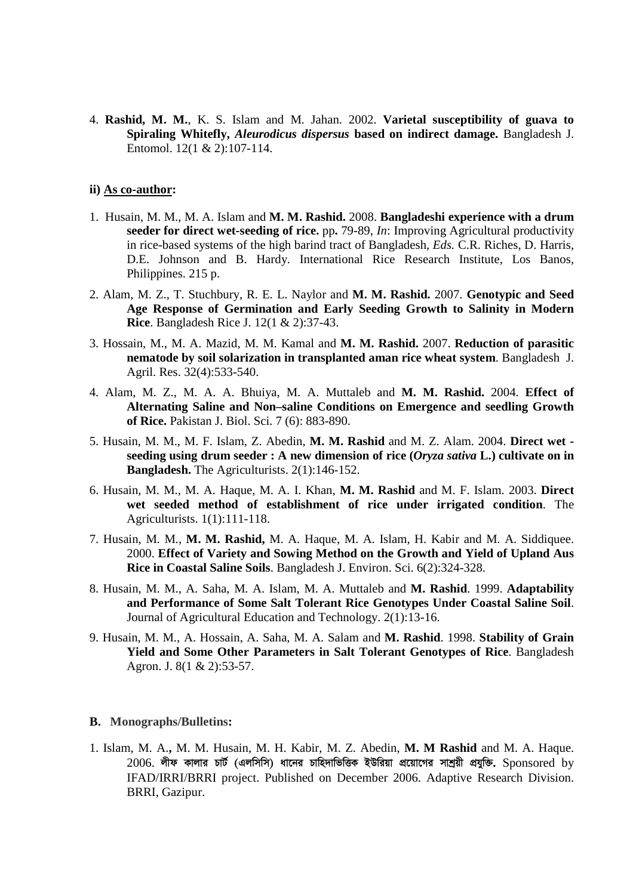4. **Rashid, M. M.**, K. S. Islam and M. Jahan. 2002. **Varietal susceptibility of guava to Spiraling Whitefly, *Aleurodicus dispersus* based on indirect damage.** Bangladesh J. Entomol. 12(1 & 2):107-114.

**ii) As co-author:**

1. Husain, M. M., M. A. Islam and **M. M. Rashid.** 2008. **Bangladeshi experience with a drum seeder for direct wet-seeding of rice.** pp**.** 79-89, *In*: Improving Agricultural productivity in rice-based systems of the high barind tract of Bangladesh, *Eds.* C.R. Riches, D. Harris, D.E. Johnson and B. Hardy. International Rice Research Institute, Los Banos, Philippines. 215 p.
2. Alam, M. Z., T. Stuchbury, R. E. L. Naylor and **M. M. Rashid.** 2007. **Genotypic and Seed Age Response of Germination and Early Seeding Growth to Salinity in Modern Rice**. Bangladesh Rice J. 12(1 & 2):37-43.
3. Hossain, M., M. A. Mazid, M. M. Kamal and **M. M. Rashid.** 2007. **Reduction of parasitic nematode by soil solarization in transplanted aman rice wheat system**. Bangladesh J. Agril. Res. 32(4):533-540.
4. Alam, M. Z., M. A. A. Bhuiya, M. A. Muttaleb and **M. M. Rashid.** 2004. **Effect of Alternating Saline and Non–saline Conditions on Emergence and seedling Growth of Rice.** Pakistan J. Biol. Sci. 7 (6): 883-890.
5. Husain, M. M., M. F. Islam, Z. Abedin, **M. M. Rashid** and M. Z. Alam. 2004. **Direct wet - seeding using drum seeder : A new dimension of rice (*Oryza sativa* L.) cultivate on in Bangladesh.** The Agriculturists. 2(1):146-152.
6. Husain, M. M., M. A. Haque, M. A. I. Khan, **M. M. Rashid** and M. F. Islam. 2003. **Direct wet seeded method of establishment of rice under irrigated condition**. The Agriculturists. 1(1):111-118.
7. Husain, M. M., **M. M. Rashid,** M. A. Haque, M. A. Islam, H. Kabir and M. A. Siddiquee. 2000. **Effect of Variety and Sowing Method on the Growth and Yield of Upland Aus Rice in Coastal Saline Soils**. Bangladesh J. Environ. Sci. 6(2):324-328.
8. Husain, M. M., A. Saha, M. A. Islam, M. A. Muttaleb and **M. Rashid**. 1999. **Adaptability and Performance of Some Salt Tolerant Rice Genotypes Under Coastal Saline Soil**. Journal of Agricultural Education and Technology. 2(1):13-16.
9. Husain, M. M., A. Hossain, A. Saha, M. A. Salam and **M. Rashid**. 1998. **Stability of Grain Yield and Some Other Parameters in Salt Tolerant Genotypes of Rice**. Bangladesh Agron. J. 8(1 & 2):53-57.

**B. Monographs/Bulletins:**

1. Islam, M. A**.,** M. M. Husain, M. H. Kabir, M. Z. Abedin, **M. M Rashid** and M. A. Haque. 2006. **লীফ কালার চার্ট (এলসিসি) ধানের চাহিদাভিত্তিক ইউরিয়া প্রয়োগের সাশ্রয়ী প্রযুক্তি.** Sponsored by IFAD/IRRI/BRRI project. Published on December 2006. Adaptive Research Division. BRRI, Gazipur.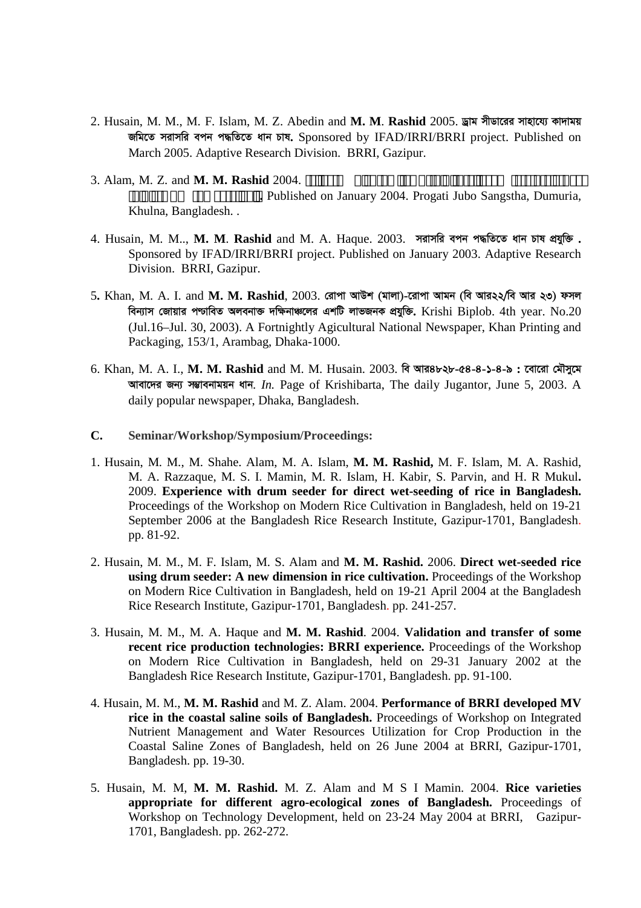2. Husain, M. M., M. F. Islam, M. Z. Abedin and **M. M**. **Rashid** 2005. **ড্রাম সীডারের সাহায্যে কাদাময় জমিতে সরাসরি বপন পদ্ধতিতে ধান চাষ.** Sponsored by IFAD/IRRI/BRRI project. Published on March 2005. Adaptive Research Division. BRRI, Gazipur.

3. Alam, M. Z. and **M. M. Rashid** 2004. ■■■■■ ■■■■■ ■■ ■■■■■■■■■■ ■■■■■■■■■ ■■■■■■■ ■■ ■■■■■■. Published on January 2004. Progati Jubo Sangstha, Dumuria, Khulna, Bangladesh. .

4. Husain, M. M.., **M. M**. **Rashid** and M. A. Haque. 2003. **সরাসরি বপন পদ্ধতিতে ধান চাষ প্রযুক্তি .** Sponsored by IFAD/IRRI/BRRI project. Published on January 2003. Adaptive Research Division. BRRI, Gazipur.

5**.** Khan, M. A. I. and **M. M. Rashid**, 2003. **রোপা আউশ (মালা)-রোপা আমন (বি আর২২/বি আর ২৩) ফসল বিন্যাস জোয়ার প্লাবিত অলবনাক্ত দক্ষিনাঞ্চলের এশটি লাভজনক প্রযুক্তি.** Krishi Biplob. 4th year. No.20 (Jul.16–Jul. 30, 2003). A Fortnightly Agicultural National Newspaper, Khan Printing and Packaging, 153/1, Arambag, Dhaka-1000.

6. Khan, M. A. I., **M. M. Rashid** and M. M. Husain. 2003. **বি আর৪৮২৮-৫৪-৪-১-৪-৯ : বোরো মৌসুমে আবাদের জন্য সম্ভাবনাময়ন ধান**. *In.* Page of Krishibarta, The daily Jugantor, June 5, 2003. A daily popular newspaper, Dhaka, Bangladesh.

**C. Seminar/Workshop/Symposium/Proceedings:**

1. Husain, M. M., M. Shahe. Alam, M. A. Islam, **M. M. Rashid,** M. F. Islam, M. A. Rashid, M. A. Razzaque, M. S. I. Mamin, M. R. Islam, H. Kabir, S. Parvin, and H. R Mukul**.** 2009. **Experience with drum seeder for direct wet-seeding of rice in Bangladesh.** Proceedings of the Workshop on Modern Rice Cultivation in Bangladesh, held on 19-21 September 2006 at the Bangladesh Rice Research Institute, Gazipur-1701, Bangladesh. pp. 81-92.

2. Husain, M. M., M. F. Islam, M. S. Alam and **M. M. Rashid.** 2006. **Direct wet-seeded rice using drum seeder: A new dimension in rice cultivation.** Proceedings of the Workshop on Modern Rice Cultivation in Bangladesh, held on 19-21 April 2004 at the Bangladesh Rice Research Institute, Gazipur-1701, Bangladesh. pp. 241-257.

3. Husain, M. M., M. A. Haque and **M. M. Rashid**. 2004. **Validation and transfer of some recent rice production technologies: BRRI experience.** Proceedings of the Workshop on Modern Rice Cultivation in Bangladesh, held on 29-31 January 2002 at the Bangladesh Rice Research Institute, Gazipur-1701, Bangladesh. pp. 91-100.

4. Husain, M. M., **M. M. Rashid** and M. Z. Alam. 2004. **Performance of BRRI developed MV rice in the coastal saline soils of Bangladesh.** Proceedings of Workshop on Integrated Nutrient Management and Water Resources Utilization for Crop Production in the Coastal Saline Zones of Bangladesh, held on 26 June 2004 at BRRI, Gazipur-1701, Bangladesh. pp. 19-30.

5. Husain, M. M, **M. M. Rashid.** M. Z. Alam and M S I Mamin. 2004. **Rice varieties appropriate for different agro-ecological zones of Bangladesh.** Proceedings of Workshop on Technology Development, held on 23-24 May 2004 at BRRI, Gazipur-1701, Bangladesh. pp. 262-272.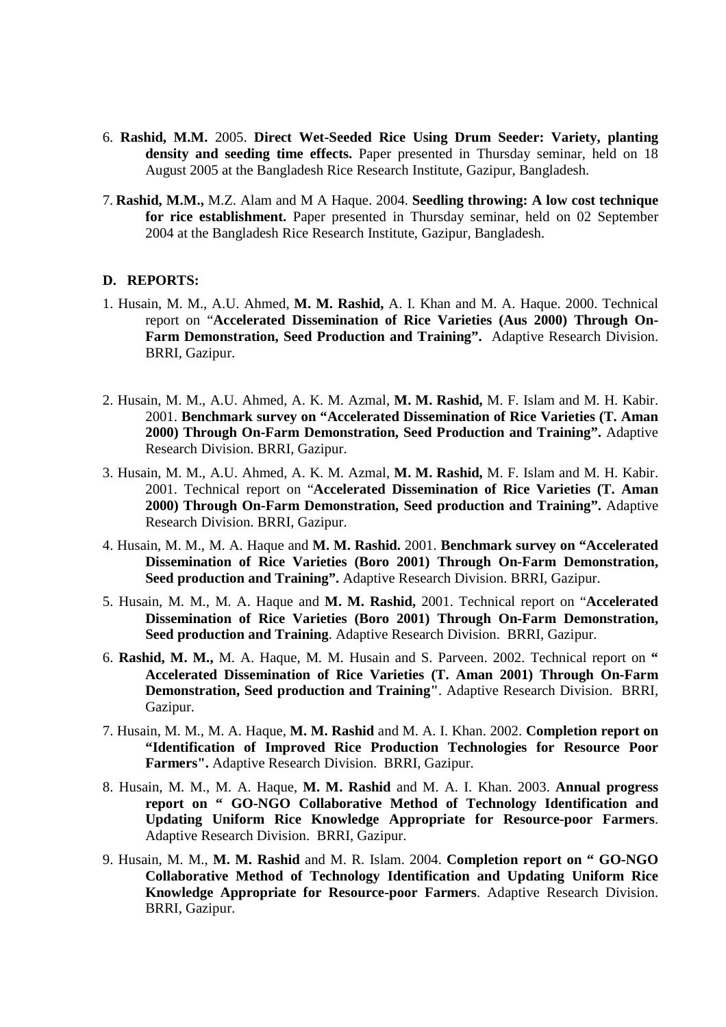6. **Rashid, M.M.** 2005. **Direct Wet-Seeded Rice Using Drum Seeder: Variety, planting density and seeding time effects.** Paper presented in Thursday seminar, held on 18 August 2005 at the Bangladesh Rice Research Institute, Gazipur, Bangladesh.

7. **Rashid, M.M.,** M.Z. Alam and M A Haque. 2004. **Seedling throwing: A low cost technique for rice establishment.** Paper presented in Thursday seminar, held on 02 September 2004 at the Bangladesh Rice Research Institute, Gazipur, Bangladesh.

**D. REPORTS:**

1. Husain, M. M., A.U. Ahmed, **M. M. Rashid,** A. I. Khan and M. A. Haque. 2000. Technical report on "**Accelerated Dissemination of Rice Varieties (Aus 2000) Through On-Farm Demonstration, Seed Production and Training".** Adaptive Research Division. BRRI, Gazipur.

2. Husain, M. M., A.U. Ahmed, A. K. M. Azmal, **M. M. Rashid,** M. F. Islam and M. H. Kabir. 2001. **Benchmark survey on "Accelerated Dissemination of Rice Varieties (T. Aman 2000) Through On-Farm Demonstration, Seed Production and Training".** Adaptive Research Division. BRRI, Gazipur.

3. Husain, M. M., A.U. Ahmed, A. K. M. Azmal, **M. M. Rashid,** M. F. Islam and M. H. Kabir. 2001. Technical report on "**Accelerated Dissemination of Rice Varieties (T. Aman 2000) Through On-Farm Demonstration, Seed production and Training".** Adaptive Research Division. BRRI, Gazipur.

4. Husain, M. M., M. A. Haque and **M. M. Rashid.** 2001. **Benchmark survey on "Accelerated Dissemination of Rice Varieties (Boro 2001) Through On-Farm Demonstration, Seed production and Training".** Adaptive Research Division. BRRI, Gazipur.

5. Husain, M. M., M. A. Haque and **M. M. Rashid,** 2001. Technical report on "**Accelerated Dissemination of Rice Varieties (Boro 2001) Through On-Farm Demonstration, Seed production and Training**. Adaptive Research Division. BRRI, Gazipur.

6. **Rashid, M. M.,** M. A. Haque, M. M. Husain and S. Parveen. 2002. Technical report on **" Accelerated Dissemination of Rice Varieties (T. Aman 2001) Through On-Farm Demonstration, Seed production and Training"**. Adaptive Research Division. BRRI, Gazipur.

7. Husain, M. M., M. A. Haque, **M. M. Rashid** and M. A. I. Khan. 2002. **Completion report on "Identification of Improved Rice Production Technologies for Resource Poor Farmers".** Adaptive Research Division. BRRI, Gazipur.

8. Husain, M. M., M. A. Haque, **M. M. Rashid** and M. A. I. Khan. 2003. **Annual progress report on " GO-NGO Collaborative Method of Technology Identification and Updating Uniform Rice Knowledge Appropriate for Resource-poor Farmers**. Adaptive Research Division. BRRI, Gazipur.

9. Husain, M. M., **M. M. Rashid** and M. R. Islam. 2004. **Completion report on " GO-NGO Collaborative Method of Technology Identification and Updating Uniform Rice Knowledge Appropriate for Resource-poor Farmers**. Adaptive Research Division. BRRI, Gazipur.